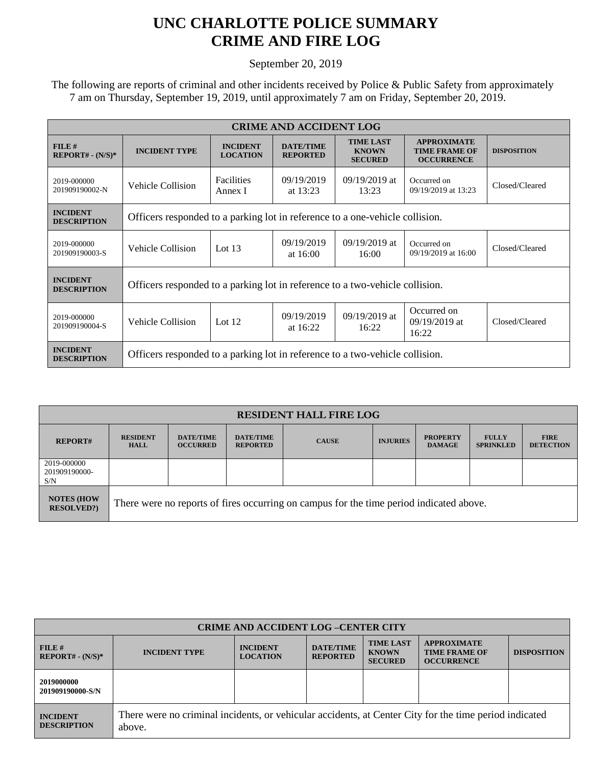# UNC CHARLOTTE POLICE SUMMARY
# CRIME AND FIRE LOG

September 20, 2019

The following are reports of criminal and other incidents received by Police & Public Safety from approximately 7 am on Thursday, September 19, 2019, until approximately 7 am on Friday, September 20, 2019.

| CRIME AND ACCIDENT LOG | | | | | | |
|---|---|---|---|---|---|---|
| **FILE # REPORT# - (N/S)*** | **INCIDENT TYPE** | **INCIDENT LOCATION** | **DATE/TIME REPORTED** | **TIME LAST KNOWN SECURED** | **APPROXIMATE TIME FRAME OF OCCURRENCE** | **DISPOSITION** |
| 2019-000000 201909190002-N | Vehicle Collision | Facilities Annex I | 09/19/2019 at 13:23 | 09/19/2019 at 13:23 | Occurred on 09/19/2019 at 13:23 | Closed/Cleared |
| **INCIDENT DESCRIPTION** | Officers responded to a parking lot in reference to a one-vehicle collision. | | | | | |
| 2019-000000 201909190003-S | Vehicle Collision | Lot 13 | 09/19/2019 at 16:00 | 09/19/2019 at 16:00 | Occurred on 09/19/2019 at 16:00 | Closed/Cleared |
| **INCIDENT DESCRIPTION** | Officers responded to a parking lot in reference to a two-vehicle collision. | | | | | |
| 2019-000000 201909190004-S | Vehicle Collision | Lot 12 | 09/19/2019 at 16:22 | 09/19/2019 at 16:22 | Occurred on 09/19/2019 at 16:22 | Closed/Cleared |
| **INCIDENT DESCRIPTION** | Officers responded to a parking lot in reference to a two-vehicle collision. | | | | | |

| RESIDENT HALL FIRE LOG | | | | | | | | |
|---|---|---|---|---|---|---|---|---|
| **REPORT#** | **RESIDENT HALL** | **DATE/TIME OCCURRED** | **DATE/TIME REPORTED** | **CAUSE** | **INJURIES** | **PROPERTY DAMAGE** | **FULLY SPRINKLED** | **FIRE DETECTION** |
| 2019-000000 201909190000-S/N | | | | | | | | |
| **NOTES (HOW RESOLVED?)** | There were no reports of fires occurring on campus for the time period indicated above. | | | | | | | |

| CRIME AND ACCIDENT LOG –CENTER CITY | | | | | | |
|---|---|---|---|---|---|---|
| **FILE # REPORT# - (N/S)*** | **INCIDENT TYPE** | **INCIDENT LOCATION** | **DATE/TIME REPORTED** | **TIME LAST KNOWN SECURED** | **APPROXIMATE TIME FRAME OF OCCURRENCE** | **DISPOSITION** |
| **2019000000 201909190000-S/N** | | | | | | |
| **INCIDENT DESCRIPTION** | There were no criminal incidents, or vehicular accidents, at Center City for the time period indicated above. | | | | | |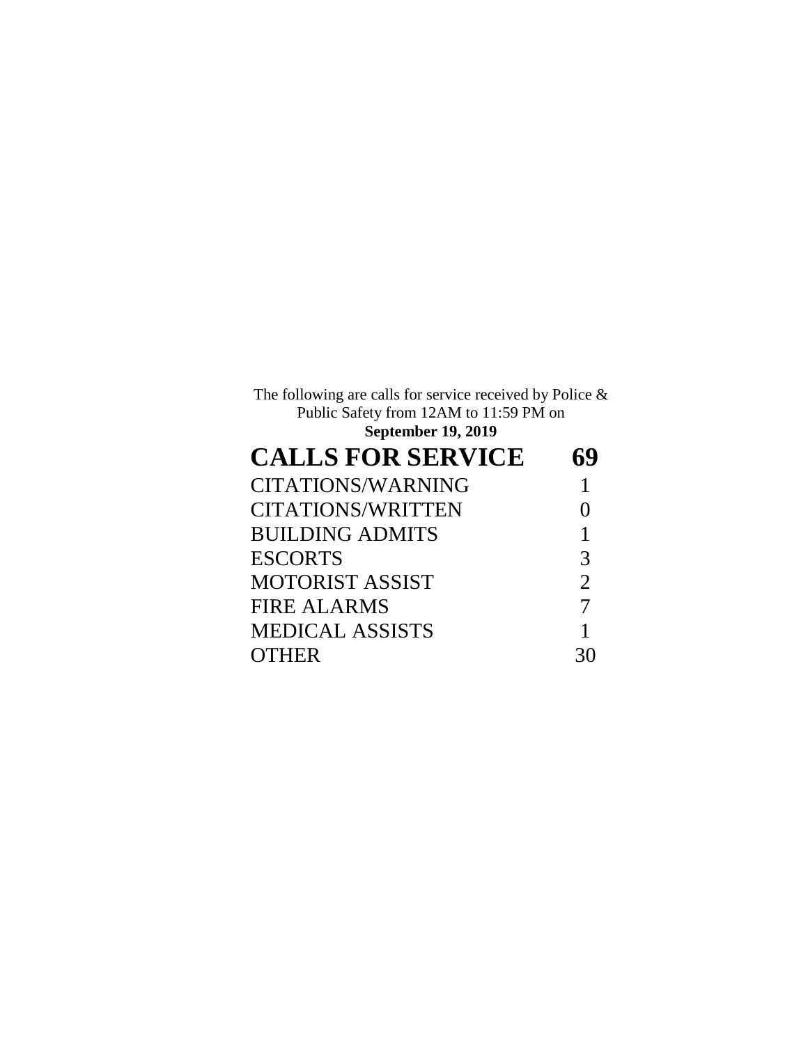The following are calls for service received by Police & Public Safety from 12AM to 11:59 PM on

**September 19, 2019**

| | |
|---|---|
| **CALLS FOR SERVICE** | **69** |
| CITATIONS/WARNING | 1 |
| CITATIONS/WRITTEN | 0 |
| BUILDING ADMITS | 1 |
| ESCORTS | 3 |
| MOTORIST ASSIST | 2 |
| FIRE ALARMS | 7 |
| MEDICAL ASSISTS | 1 |
| OTHER | 30 |